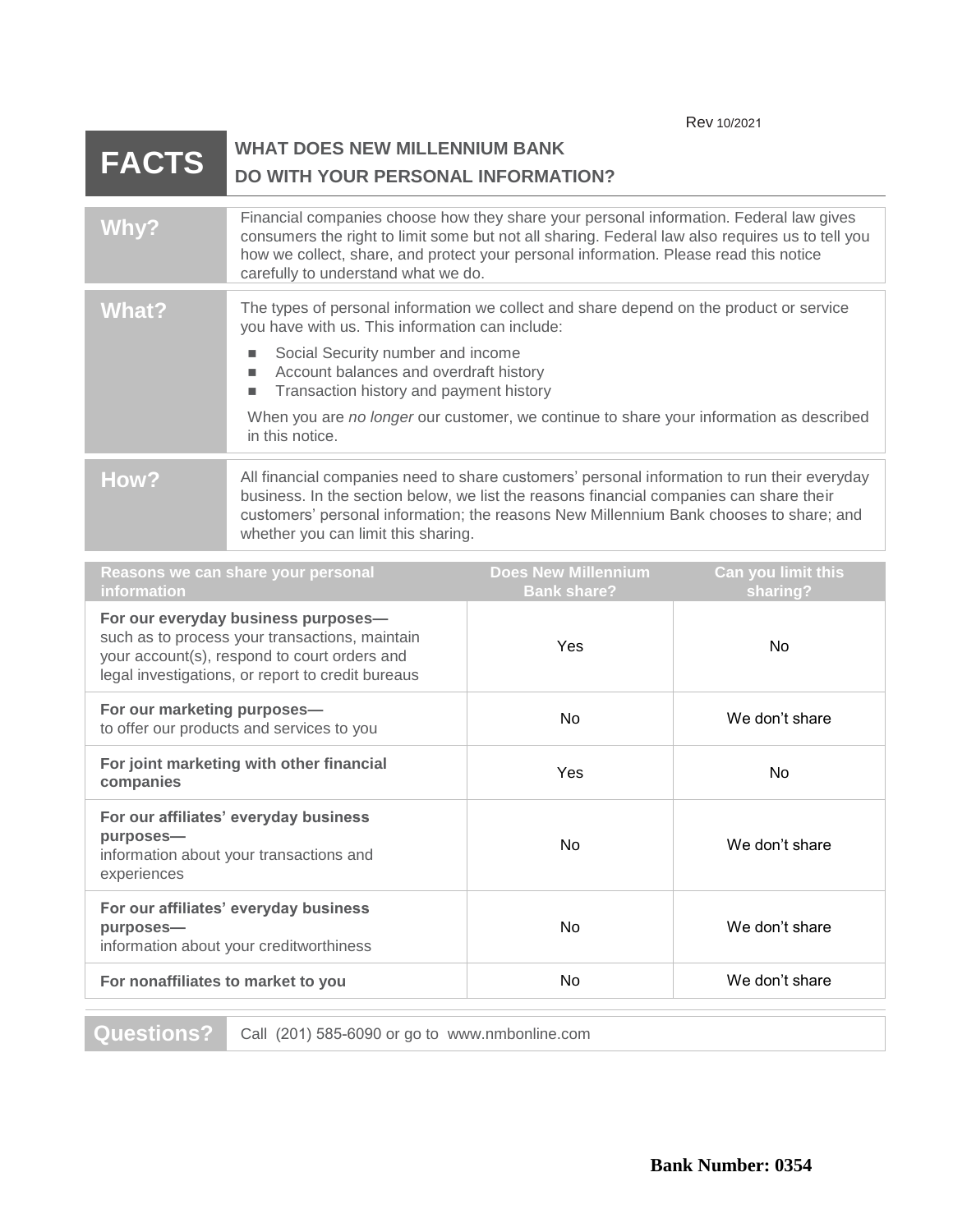Rev 10/2021

# FACTS — WHAT DOES NEW MILLENNIUM BANK DO WITH YOUR PERSONAL INFORMATION?

**Why?**

Financial companies choose how they share your personal information. Federal law gives consumers the right to limit some but not all sharing. Federal law also requires us to tell you how we collect, share, and protect your personal information. Please read this notice carefully to understand what we do.

**What?**

The types of personal information we collect and share depend on the product or service you have with us. This information can include:

- Social Security number and income
- Account balances and overdraft history
- Transaction history and payment history

When you are *no longer* our customer, we continue to share your information as described in this notice.

**How?**

All financial companies need to share customers' personal information to run their everyday business. In the section below, we list the reasons financial companies can share their customers' personal information; the reasons New Millennium Bank chooses to share; and whether you can limit this sharing.

| Reasons we can share your personal information | Does New Millennium Bank share? | Can you limit this sharing? |
|---|---|---|
| **For our everyday business purposes—** such as to process your transactions, maintain your account(s), respond to court orders and legal investigations, or report to credit bureaus | Yes | No |
| **For our marketing purposes—** to offer our products and services to you | No | We don't share |
| **For joint marketing with other financial companies** | Yes | No |
| **For our affiliates' everyday business purposes—** information about your transactions and experiences | No | We don't share |
| **For our affiliates' everyday business purposes—** information about your creditworthiness | No | We don't share |
| **For nonaffiliates to market to you** | No | We don't share |

**Questions?** Call (201) 585-6090 or go to www.nmbonline.com

**Bank Number: 0354**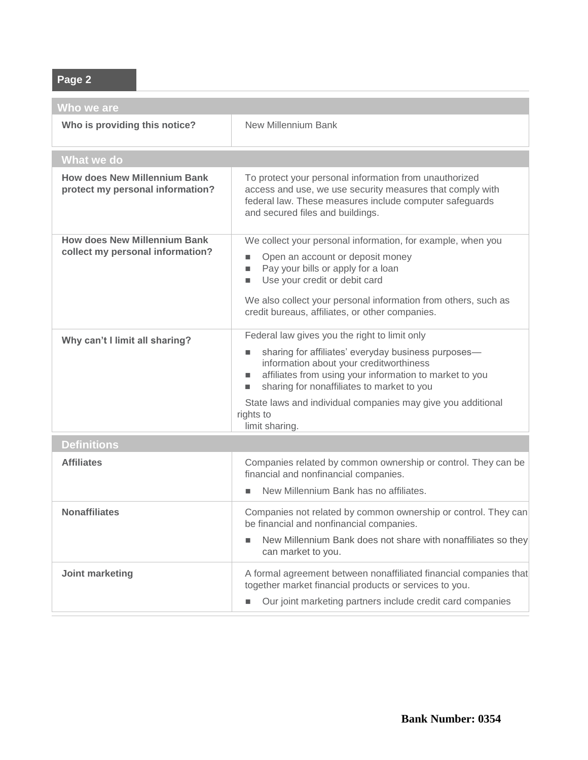**Page 2**

| Who we are | |
|---|---|
| **Who is providing this notice?** | New Millennium Bank |

| What we do | |
|---|---|
| **How does New Millennium Bank protect my personal information?** | To protect your personal information from unauthorized access and use, we use security measures that comply with federal law. These measures include computer safeguards and secured files and buildings. |
| **How does New Millennium Bank collect my personal information?** | We collect your personal information, for example, when you<br>■ Open an account or deposit money<br>■ Pay your bills or apply for a loan<br>■ Use your credit or debit card<br><br>We also collect your personal information from others, such as credit bureaus, affiliates, or other companies. |
| **Why can't I limit all sharing?** | Federal law gives you the right to limit only<br>■ sharing for affiliates' everyday business purposes—information about your creditworthiness<br>■ affiliates from using your information to market to you<br>■ sharing for nonaffiliates to market to you<br><br>State laws and individual companies may give you additional rights to limit sharing. |

| Definitions | |
|---|---|
| **Affiliates** | Companies related by common ownership or control. They can be financial and nonfinancial companies.<br>■ New Millennium Bank has no affiliates. |
| **Nonaffiliates** | Companies not related by common ownership or control. They can be financial and nonfinancial companies.<br>■ New Millennium Bank does not share with nonaffiliates so they can market to you. |
| **Joint marketing** | A formal agreement between nonaffiliated financial companies that together market financial products or services to you.<br>■ Our joint marketing partners include credit card companies |

**Bank Number: 0354**